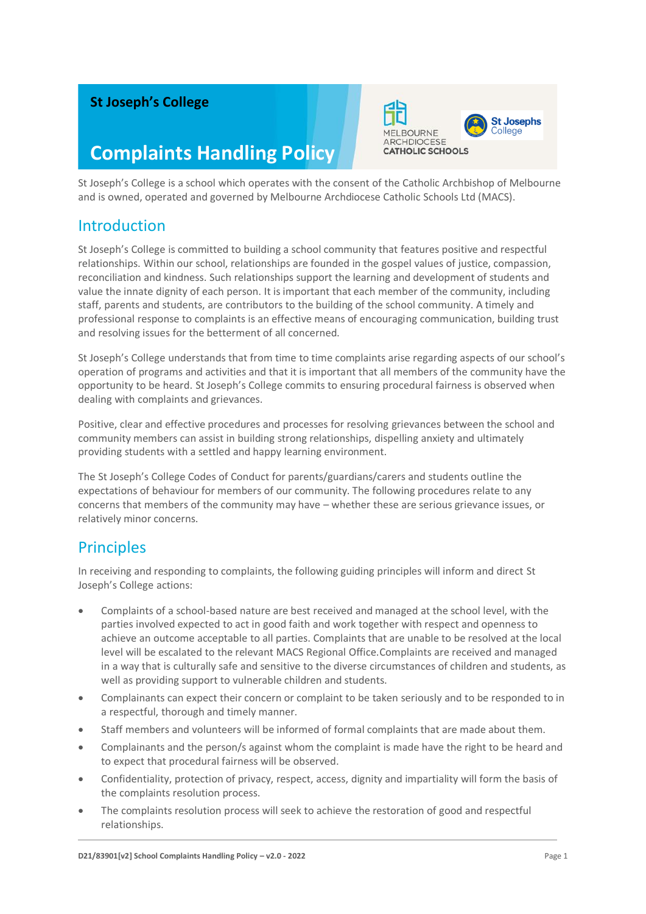St Joseph's College

# Complaints Handling Policy

St Joseph's College is a school which operates with the consent of the Catholic Archbishop of Melbourne and is owned, operated and governed by Melbourne Archdiocese Catholic Schools Ltd (MACS).

## Introduction

St Joseph's College is committed to building a school community that features positive and respectful relationships. Within our school, relationships are founded in the gospel values of justice, compassion, reconciliation and kindness. Such relationships support the learning and development of students and value the innate dignity of each person. It is important that each member of the community, including staff, parents and students, are contributors to the building of the school community. A timely and professional response to complaints is an effective means of encouraging communication, building trust and resolving issues for the betterment of all concerned.

St Joseph's College understands that from time to time complaints arise regarding aspects of our school's operation of programs and activities and that it is important that all members of the community have the opportunity to be heard. St Joseph's College commits to ensuring procedural fairness is observed when dealing with complaints and grievances.

Positive, clear and effective procedures and processes for resolving grievances between the school and community members can assist in building strong relationships, dispelling anxiety and ultimately providing students with a settled and happy learning environment.

The St Joseph's College Codes of Conduct for parents/guardians/carers and students outline the expectations of behaviour for members of our community. The following procedures relate to any concerns that members of the community may have – whether these are serious grievance issues, or relatively minor concerns.

## Principles

In receiving and responding to complaints, the following guiding principles will inform and direct St Joseph's College actions:

- Complaints of a school-based nature are best received and managed at the school level, with the parties involved expected to act in good faith and work together with respect and openness to achieve an outcome acceptable to all parties. Complaints that are unable to be resolved at the local level will be escalated to the relevant MACS Regional Office.Complaints are received and managed in a way that is culturally safe and sensitive to the diverse circumstances of children and students, as well as providing support to vulnerable children and students.
- Complainants can expect their concern or complaint to be taken seriously and to be responded to in a respectful, thorough and timely manner.
- Staff members and volunteers will be informed of formal complaints that are made about them.
- Complainants and the person/s against whom the complaint is made have the right to be heard and to expect that procedural fairness will be observed.
- Confidentiality, protection of privacy, respect, access, dignity and impartiality will form the basis of the complaints resolution process.
- The complaints resolution process will seek to achieve the restoration of good and respectful relationships.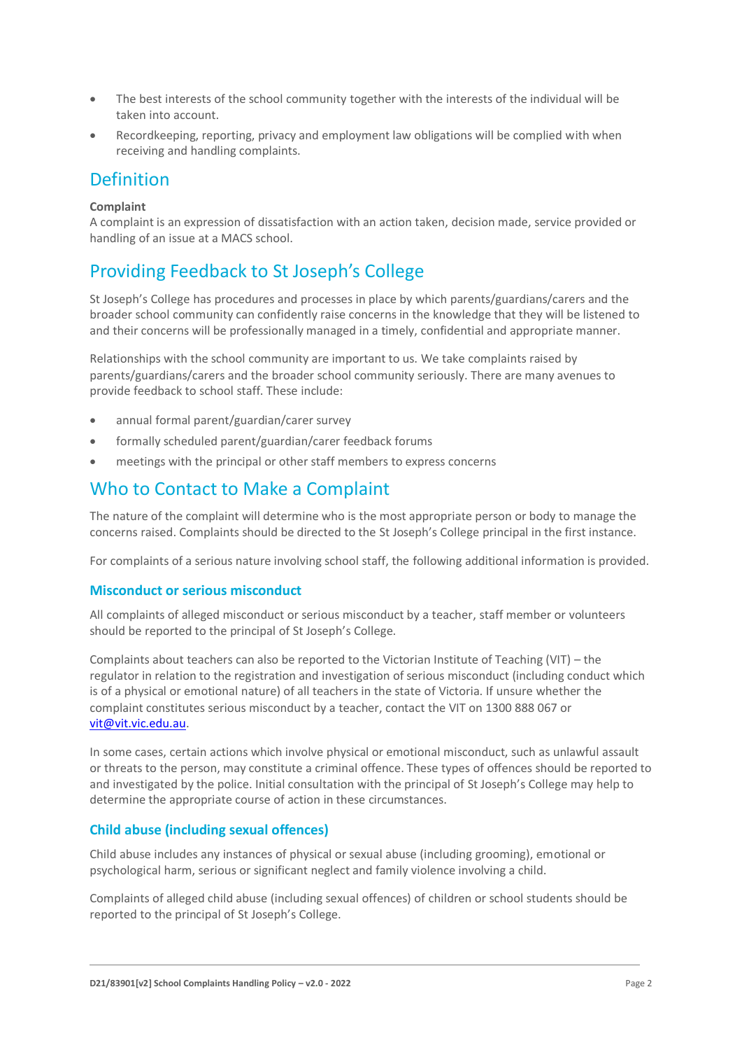- The best interests of the school community together with the interests of the individual will be taken into account.
- Recordkeeping, reporting, privacy and employment law obligations will be complied with when receiving and handling complaints.

## Definition

**Complaint**
A complaint is an expression of dissatisfaction with an action taken, decision made, service provided or handling of an issue at a MACS school.

## Providing Feedback to St Joseph's College

St Joseph's College has procedures and processes in place by which parents/guardians/carers and the broader school community can confidently raise concerns in the knowledge that they will be listened to and their concerns will be professionally managed in a timely, confidential and appropriate manner.

Relationships with the school community are important to us. We take complaints raised by parents/guardians/carers and the broader school community seriously. There are many avenues to provide feedback to school staff. These include:

- annual formal parent/guardian/carer survey
- formally scheduled parent/guardian/carer feedback forums
- meetings with the principal or other staff members to express concerns

## Who to Contact to Make a Complaint

The nature of the complaint will determine who is the most appropriate person or body to manage the concerns raised. Complaints should be directed to the St Joseph's College principal in the first instance.

For complaints of a serious nature involving school staff, the following additional information is provided.

### Misconduct or serious misconduct

All complaints of alleged misconduct or serious misconduct by a teacher, staff member or volunteers should be reported to the principal of St Joseph's College.

Complaints about teachers can also be reported to the Victorian Institute of Teaching (VIT) – the regulator in relation to the registration and investigation of serious misconduct (including conduct which is of a physical or emotional nature) of all teachers in the state of Victoria. If unsure whether the complaint constitutes serious misconduct by a teacher, contact the VIT on 1300 888 067 or vit@vit.vic.edu.au.

In some cases, certain actions which involve physical or emotional misconduct, such as unlawful assault or threats to the person, may constitute a criminal offence. These types of offences should be reported to and investigated by the police. Initial consultation with the principal of St Joseph's College may help to determine the appropriate course of action in these circumstances.

### Child abuse (including sexual offences)

Child abuse includes any instances of physical or sexual abuse (including grooming), emotional or psychological harm, serious or significant neglect and family violence involving a child.

Complaints of alleged child abuse (including sexual offences) of children or school students should be reported to the principal of St Joseph's College.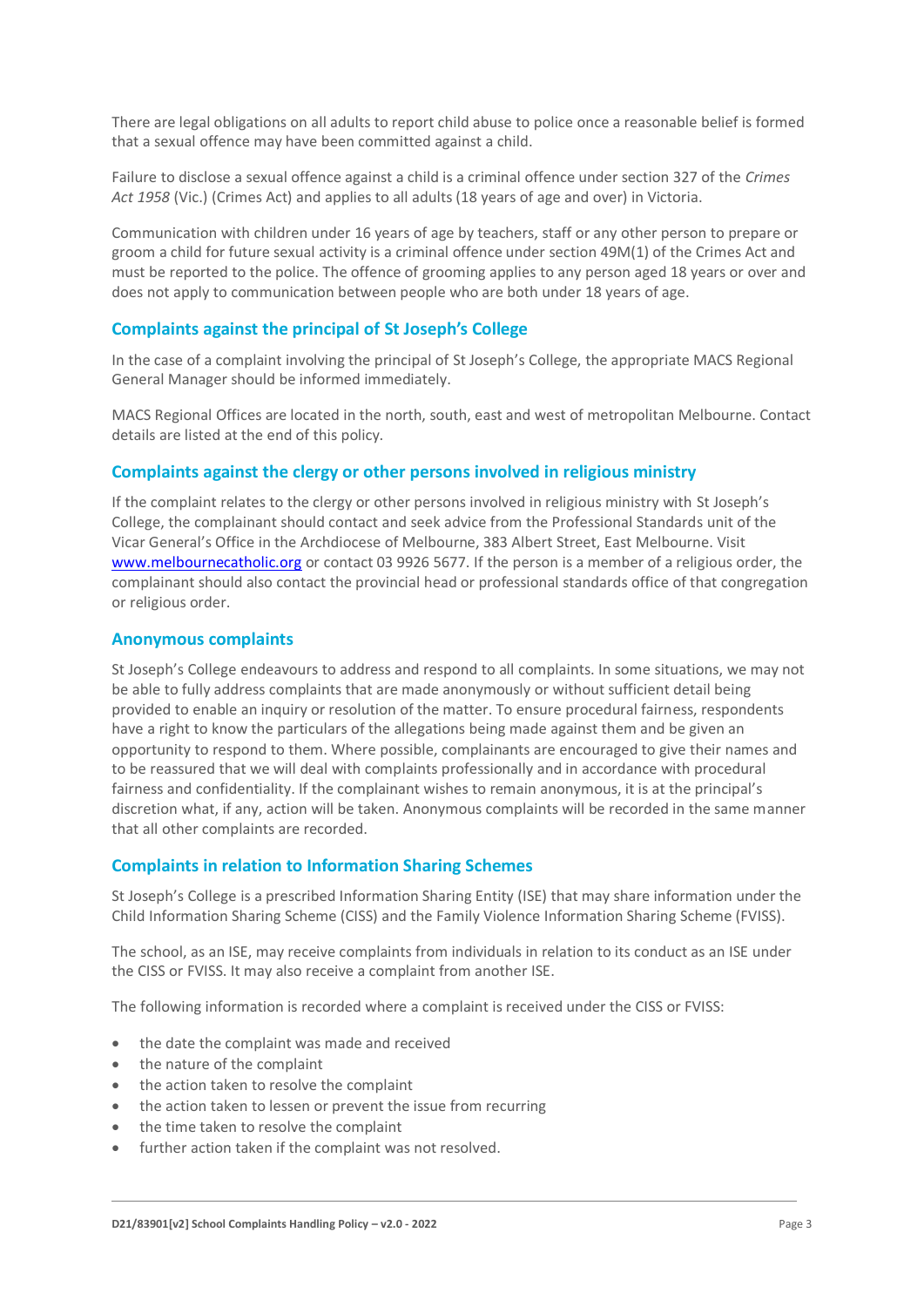There are legal obligations on all adults to report child abuse to police once a reasonable belief is formed that a sexual offence may have been committed against a child.

Failure to disclose a sexual offence against a child is a criminal offence under section 327 of the *Crimes Act 1958* (Vic.) (Crimes Act) and applies to all adults (18 years of age and over) in Victoria.

Communication with children under 16 years of age by teachers, staff or any other person to prepare or groom a child for future sexual activity is a criminal offence under section 49M(1) of the Crimes Act and must be reported to the police. The offence of grooming applies to any person aged 18 years or over and does not apply to communication between people who are both under 18 years of age.

## Complaints against the principal of St Joseph's College

In the case of a complaint involving the principal of St Joseph's College, the appropriate MACS Regional General Manager should be informed immediately.

MACS Regional Offices are located in the north, south, east and west of metropolitan Melbourne. Contact details are listed at the end of this policy.

## Complaints against the clergy or other persons involved in religious ministry

If the complaint relates to the clergy or other persons involved in religious ministry with St Joseph's College, the complainant should contact and seek advice from the Professional Standards unit of the Vicar General's Office in the Archdiocese of Melbourne, 383 Albert Street, East Melbourne. Visit [www.melbournecatholic.org](http://www.melbournecatholic.org) or contact 03 9926 5677. If the person is a member of a religious order, the complainant should also contact the provincial head or professional standards office of that congregation or religious order.

## Anonymous complaints

St Joseph's College endeavours to address and respond to all complaints. In some situations, we may not be able to fully address complaints that are made anonymously or without sufficient detail being provided to enable an inquiry or resolution of the matter. To ensure procedural fairness, respondents have a right to know the particulars of the allegations being made against them and be given an opportunity to respond to them. Where possible, complainants are encouraged to give their names and to be reassured that we will deal with complaints professionally and in accordance with procedural fairness and confidentiality. If the complainant wishes to remain anonymous, it is at the principal's discretion what, if any, action will be taken. Anonymous complaints will be recorded in the same manner that all other complaints are recorded.

## Complaints in relation to Information Sharing Schemes

St Joseph's College is a prescribed Information Sharing Entity (ISE) that may share information under the Child Information Sharing Scheme (CISS) and the Family Violence Information Sharing Scheme (FVISS).

The school, as an ISE, may receive complaints from individuals in relation to its conduct as an ISE under the CISS or FVISS. It may also receive a complaint from another ISE.

The following information is recorded where a complaint is received under the CISS or FVISS:

- the date the complaint was made and received
- the nature of the complaint
- the action taken to resolve the complaint
- the action taken to lessen or prevent the issue from recurring
- the time taken to resolve the complaint
- further action taken if the complaint was not resolved.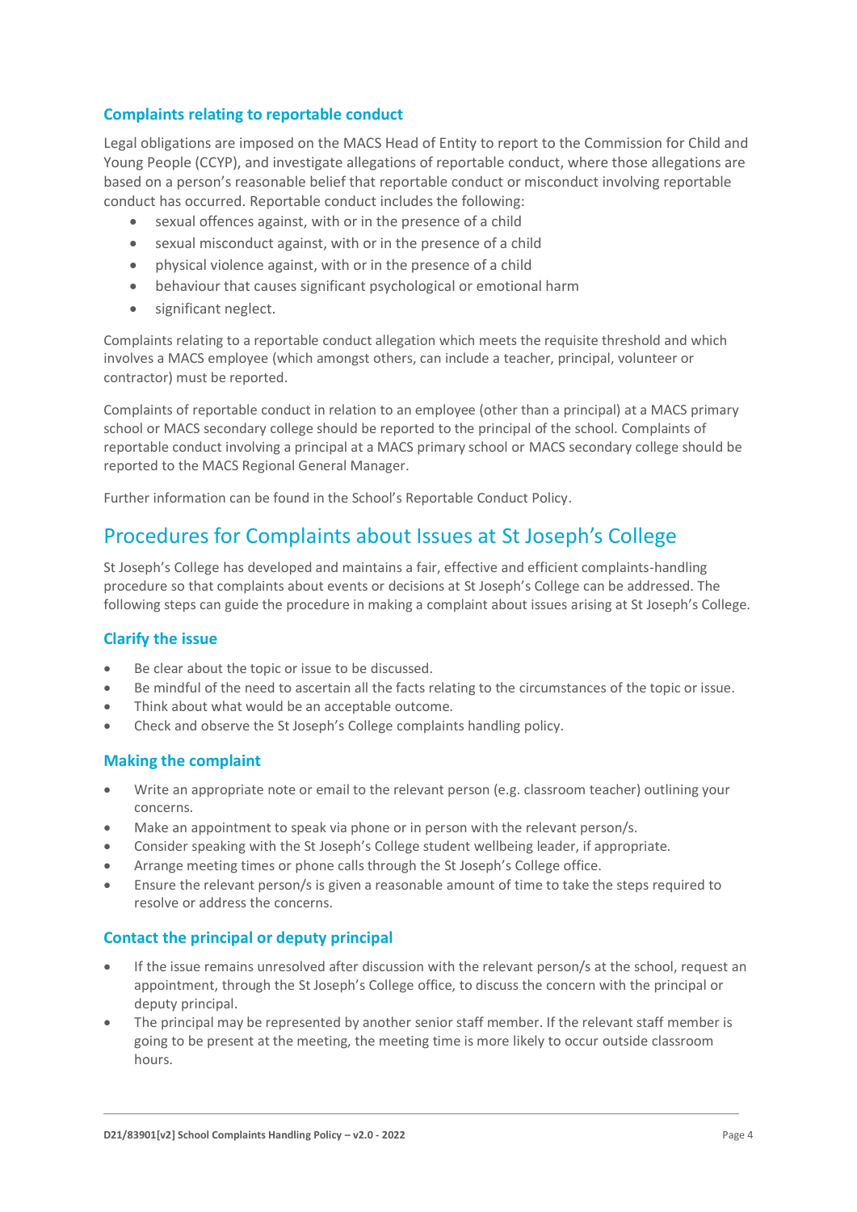### Complaints relating to reportable conduct

Legal obligations are imposed on the MACS Head of Entity to report to the Commission for Child and Young People (CCYP), and investigate allegations of reportable conduct, where those allegations are based on a person's reasonable belief that reportable conduct or misconduct involving reportable conduct has occurred. Reportable conduct includes the following:

- sexual offences against, with or in the presence of a child
- sexual misconduct against, with or in the presence of a child
- physical violence against, with or in the presence of a child
- behaviour that causes significant psychological or emotional harm
- significant neglect.

Complaints relating to a reportable conduct allegation which meets the requisite threshold and which involves a MACS employee (which amongst others, can include a teacher, principal, volunteer or contractor) must be reported.

Complaints of reportable conduct in relation to an employee (other than a principal) at a MACS primary school or MACS secondary college should be reported to the principal of the school. Complaints of reportable conduct involving a principal at a MACS primary school or MACS secondary college should be reported to the MACS Regional General Manager.

Further information can be found in the School's Reportable Conduct Policy.

## Procedures for Complaints about Issues at St Joseph's College

St Joseph's College has developed and maintains a fair, effective and efficient complaints-handling procedure so that complaints about events or decisions at St Joseph's College can be addressed. The following steps can guide the procedure in making a complaint about issues arising at St Joseph's College.

### Clarify the issue

- Be clear about the topic or issue to be discussed.
- Be mindful of the need to ascertain all the facts relating to the circumstances of the topic or issue.
- Think about what would be an acceptable outcome.
- Check and observe the St Joseph's College complaints handling policy.

### Making the complaint

- Write an appropriate note or email to the relevant person (e.g. classroom teacher) outlining your concerns.
- Make an appointment to speak via phone or in person with the relevant person/s.
- Consider speaking with the St Joseph's College student wellbeing leader, if appropriate.
- Arrange meeting times or phone calls through the St Joseph's College office.
- Ensure the relevant person/s is given a reasonable amount of time to take the steps required to resolve or address the concerns.

### Contact the principal or deputy principal

- If the issue remains unresolved after discussion with the relevant person/s at the school, request an appointment, through the St Joseph's College office, to discuss the concern with the principal or deputy principal.
- The principal may be represented by another senior staff member. If the relevant staff member is going to be present at the meeting, the meeting time is more likely to occur outside classroom hours.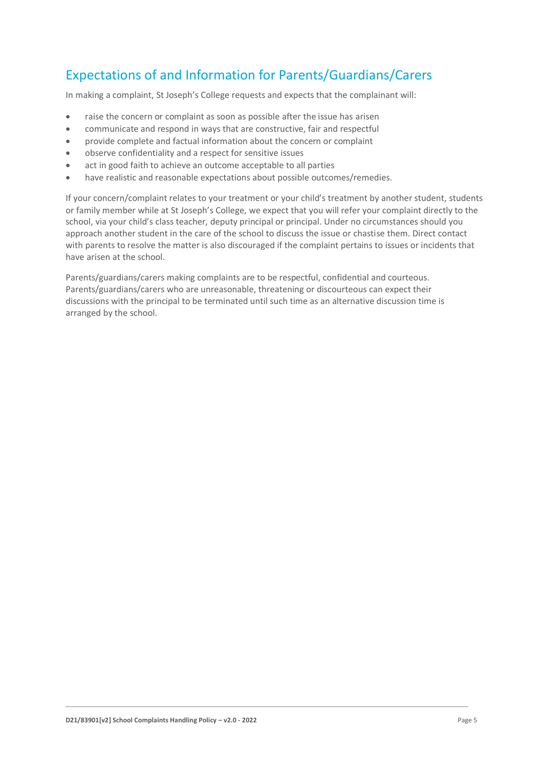## Expectations of and Information for Parents/Guardians/Carers

In making a complaint, St Joseph's College requests and expects that the complainant will:

- raise the concern or complaint as soon as possible after the issue has arisen
- communicate and respond in ways that are constructive, fair and respectful
- provide complete and factual information about the concern or complaint
- observe confidentiality and a respect for sensitive issues
- act in good faith to achieve an outcome acceptable to all parties
- have realistic and reasonable expectations about possible outcomes/remedies.

If your concern/complaint relates to your treatment or your child's treatment by another student, students or family member while at St Joseph's College, we expect that you will refer your complaint directly to the school, via your child's class teacher, deputy principal or principal. Under no circumstances should you approach another student in the care of the school to discuss the issue or chastise them. Direct contact with parents to resolve the matter is also discouraged if the complaint pertains to issues or incidents that have arisen at the school.

Parents/guardians/carers making complaints are to be respectful, confidential and courteous. Parents/guardians/carers who are unreasonable, threatening or discourteous can expect their discussions with the principal to be terminated until such time as an alternative discussion time is arranged by the school.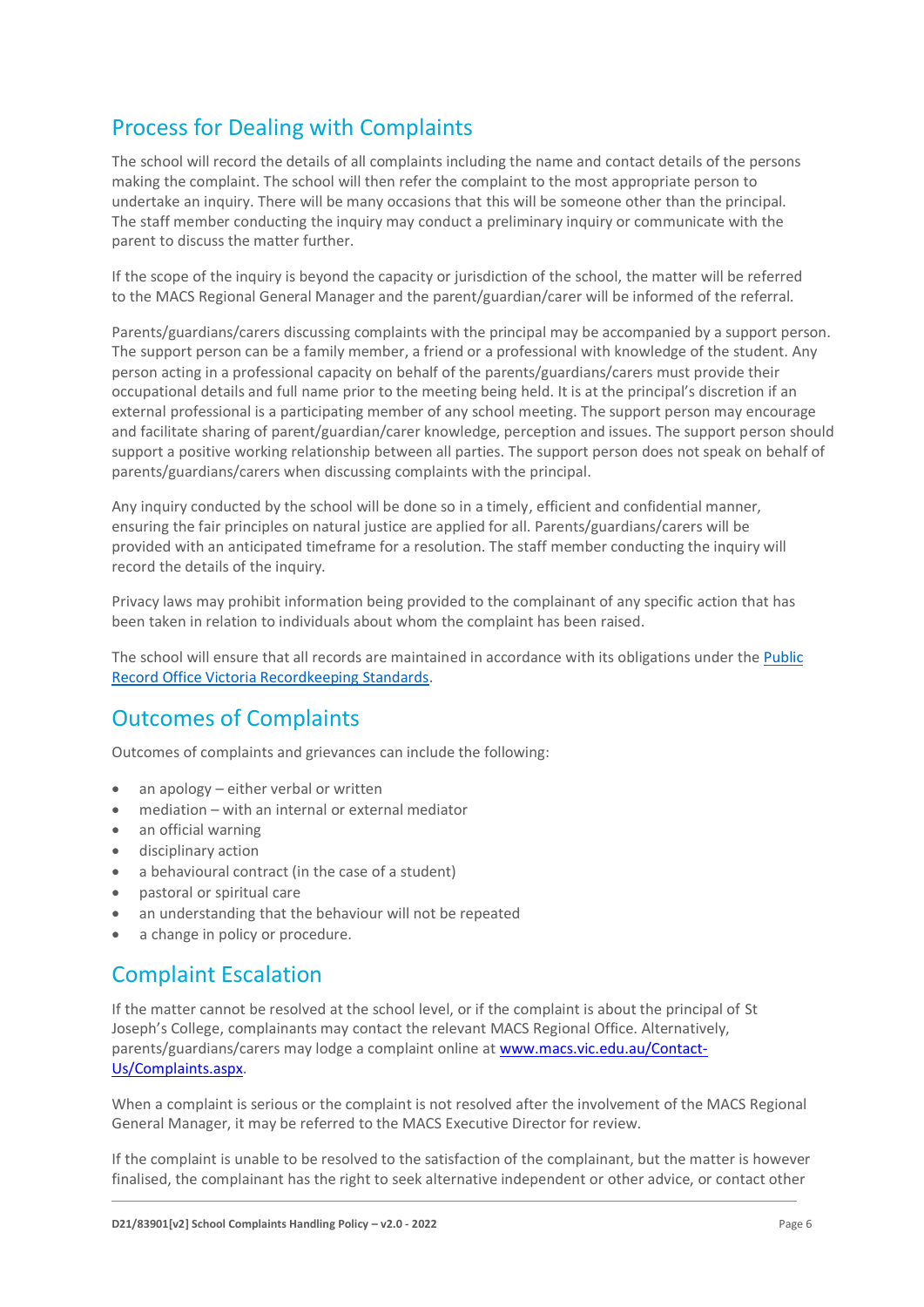## Process for Dealing with Complaints

The school will record the details of all complaints including the name and contact details of the persons making the complaint. The school will then refer the complaint to the most appropriate person to undertake an inquiry. There will be many occasions that this will be someone other than the principal. The staff member conducting the inquiry may conduct a preliminary inquiry or communicate with the parent to discuss the matter further.

If the scope of the inquiry is beyond the capacity or jurisdiction of the school, the matter will be referred to the MACS Regional General Manager and the parent/guardian/carer will be informed of the referral.

Parents/guardians/carers discussing complaints with the principal may be accompanied by a support person. The support person can be a family member, a friend or a professional with knowledge of the student. Any person acting in a professional capacity on behalf of the parents/guardians/carers must provide their occupational details and full name prior to the meeting being held. It is at the principal's discretion if an external professional is a participating member of any school meeting. The support person may encourage and facilitate sharing of parent/guardian/carer knowledge, perception and issues. The support person should support a positive working relationship between all parties. The support person does not speak on behalf of parents/guardians/carers when discussing complaints with the principal.

Any inquiry conducted by the school will be done so in a timely, efficient and confidential manner, ensuring the fair principles on natural justice are applied for all. Parents/guardians/carers will be provided with an anticipated timeframe for a resolution. The staff member conducting the inquiry will record the details of the inquiry.

Privacy laws may prohibit information being provided to the complainant of any specific action that has been taken in relation to individuals about whom the complaint has been raised.

The school will ensure that all records are maintained in accordance with its obligations under the [Public Record Office Victoria Recordkeeping Standards](Public Record Office Victoria Recordkeeping Standards).

## Outcomes of Complaints

Outcomes of complaints and grievances can include the following:

- an apology – either verbal or written
- mediation – with an internal or external mediator
- an official warning
- disciplinary action
- a behavioural contract (in the case of a student)
- pastoral or spiritual care
- an understanding that the behaviour will not be repeated
- a change in policy or procedure.

## Complaint Escalation

If the matter cannot be resolved at the school level, or if the complaint is about the principal of St Joseph's College, complainants may contact the relevant MACS Regional Office. Alternatively, parents/guardians/carers may lodge a complaint online at [www.macs.vic.edu.au/Contact-Us/Complaints.aspx](www.macs.vic.edu.au/Contact-Us/Complaints.aspx).

When a complaint is serious or the complaint is not resolved after the involvement of the MACS Regional General Manager, it may be referred to the MACS Executive Director for review.

If the complaint is unable to be resolved to the satisfaction of the complainant, but the matter is however finalised, the complainant has the right to seek alternative independent or other advice, or contact other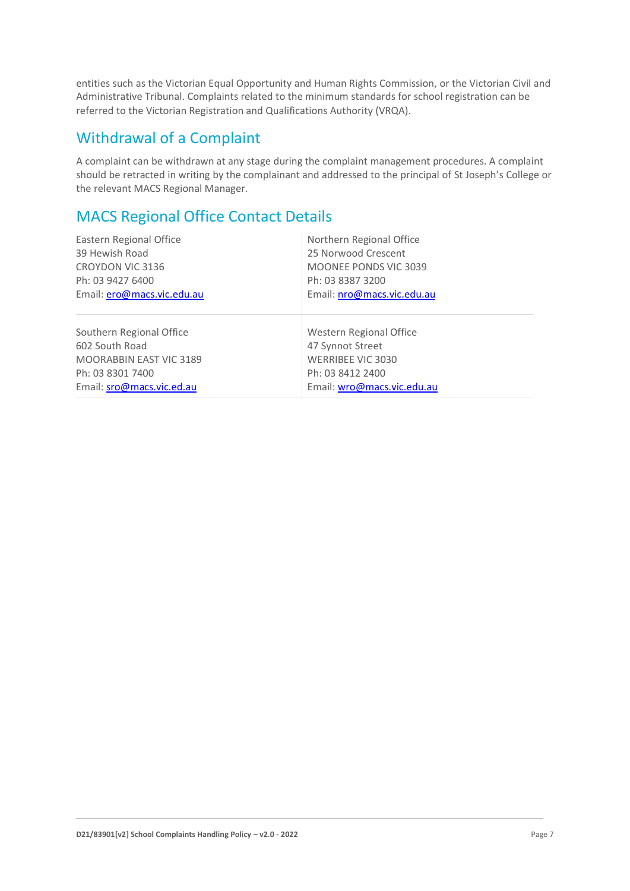entities such as the Victorian Equal Opportunity and Human Rights Commission, or the Victorian Civil and Administrative Tribunal. Complaints related to the minimum standards for school registration can be referred to the Victorian Registration and Qualifications Authority (VRQA).

## Withdrawal of a Complaint

A complaint can be withdrawn at any stage during the complaint management procedures. A complaint should be retracted in writing by the complainant and addressed to the principal of St Joseph's College or the relevant MACS Regional Manager.

## MACS Regional Office Contact Details

| | |
|---|---|
| Eastern Regional Office<br>39 Hewish Road<br>CROYDON VIC 3136<br>Ph: 03 9427 6400<br>Email: ero@macs.vic.edu.au | Northern Regional Office<br>25 Norwood Crescent<br>MOONEE PONDS VIC 3039<br>Ph: 03 8387 3200<br>Email: nro@macs.vic.edu.au |
| Southern Regional Office<br>602 South Road<br>MOORABBIN EAST VIC 3189<br>Ph: 03 8301 7400<br>Email: sro@macs.vic.ed.au | Western Regional Office<br>47 Synnot Street<br>WERRIBEE VIC 3030<br>Ph: 03 8412 2400<br>Email: wro@macs.vic.edu.au |